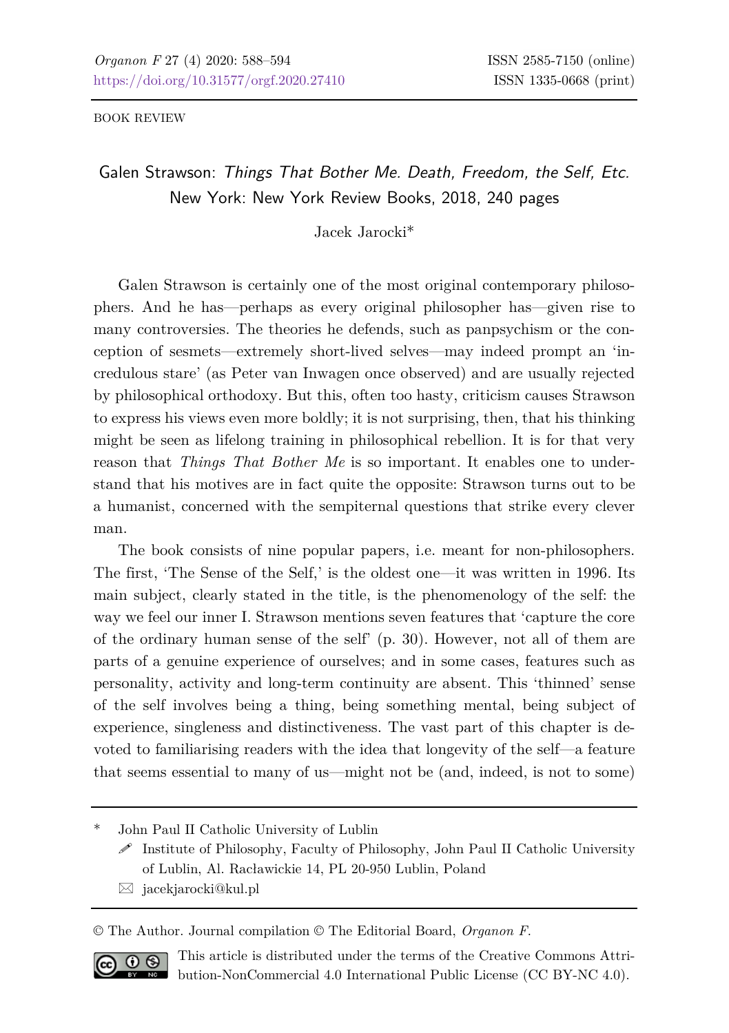BOOK REVIEW

# Galen Strawson: *Things That Bother Me. Death, Freedom, the Self, Etc.* New York: New York Review Books, 2018, 240 pages

Jacek Jarocki*

Galen Strawson is certainly one of the most original contemporary philosophers. And he has—perhaps as every original philosopher has—given rise to many controversies. The theories he defends, such as panpsychism or the conception of sesmets—extremely short-lived selves—may indeed prompt an 'incredulous stare' (as Peter van Inwagen once observed) and are usually rejected by philosophical orthodoxy. But this, often too hasty, criticism causes Strawson to express his views even more boldly; it is not surprising, then, that his thinking might be seen as lifelong training in philosophical rebellion. It is for that very reason that *Things That Bother Me* is so important. It enables one to understand that his motives are in fact quite the opposite: Strawson turns out to be a humanist, concerned with the sempiternal questions that strike every clever man.

The book consists of nine popular papers, i.e. meant for non-philosophers. The first, 'The Sense of the Self,' is the oldest one—it was written in 1996. Its main subject, clearly stated in the title, is the phenomenology of the self: the way we feel our inner I. Strawson mentions seven features that 'capture the core of the ordinary human sense of the self' (p. 30). However, not all of them are parts of a genuine experience of ourselves; and in some cases, features such as personality, activity and long-term continuity are absent. This 'thinned' sense of the self involves being a thing, being something mental, being subject of experience, singleness and distinctiveness. The vast part of this chapter is devoted to familiarising readers with the idea that longevity of the self—a feature that seems essential to many of us—might not be (and, indeed, is not to some)

---

\* John Paul II Catholic University of Lublin
Institute of Philosophy, Faculty of Philosophy, John Paul II Catholic University of Lublin, Al. Racławickie 14, PL 20-950 Lublin, Poland
jacekjarocki@kul.pl

© The Author. Journal compilation © The Editorial Board, *Organon F*.

This article is distributed under the terms of the Creative Commons Attribution-NonCommercial 4.0 International Public License (CC BY-NC 4.0).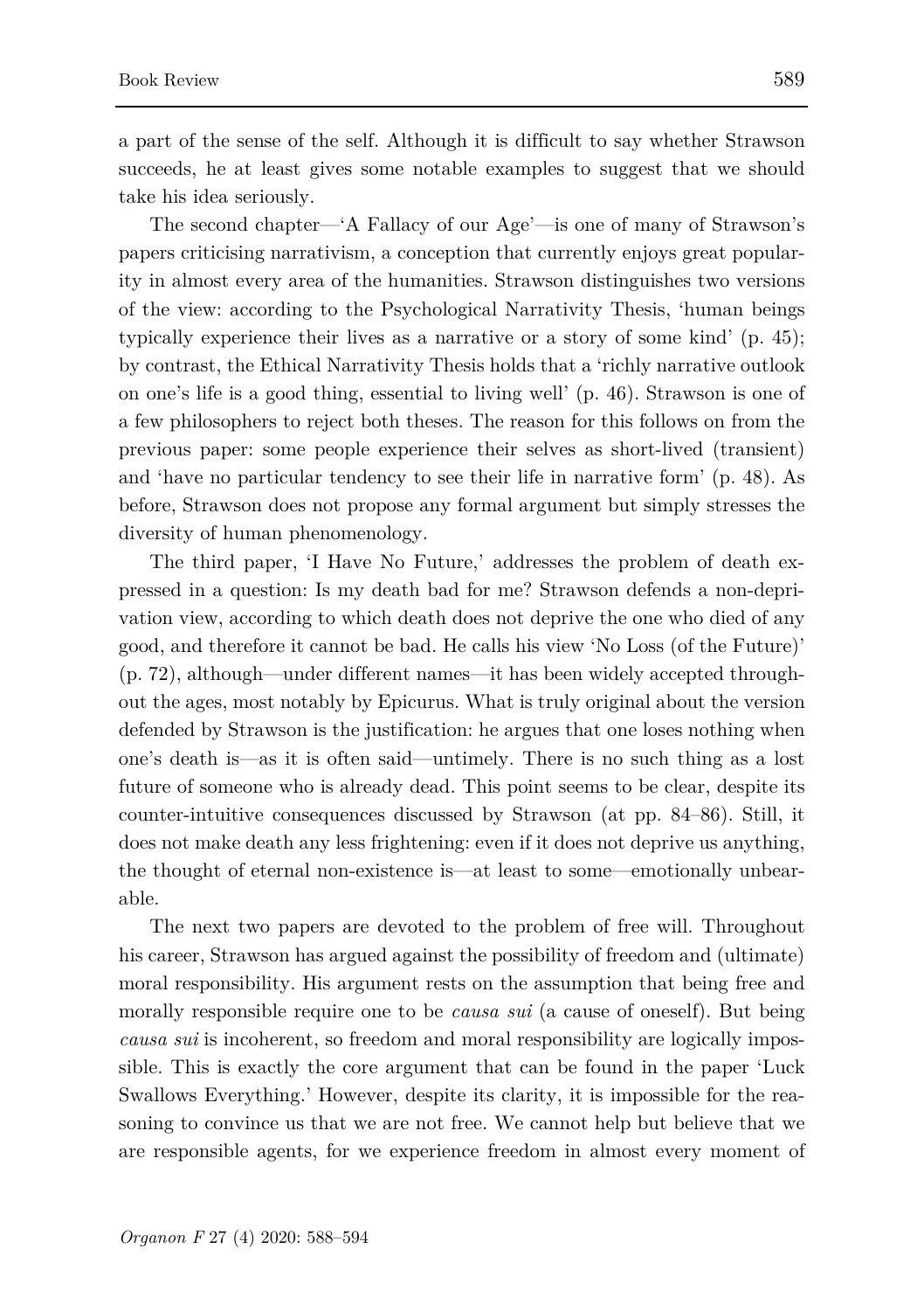a part of the sense of the self. Although it is difficult to say whether Strawson succeeds, he at least gives some notable examples to suggest that we should take his idea seriously.

The second chapter—'A Fallacy of our Age'—is one of many of Strawson's papers criticising narrativism, a conception that currently enjoys great popularity in almost every area of the humanities. Strawson distinguishes two versions of the view: according to the Psychological Narrativity Thesis, 'human beings typically experience their lives as a narrative or a story of some kind' (p. 45); by contrast, the Ethical Narrativity Thesis holds that a 'richly narrative outlook on one's life is a good thing, essential to living well' (p. 46). Strawson is one of a few philosophers to reject both theses. The reason for this follows on from the previous paper: some people experience their selves as short-lived (transient) and 'have no particular tendency to see their life in narrative form' (p. 48). As before, Strawson does not propose any formal argument but simply stresses the diversity of human phenomenology.

The third paper, 'I Have No Future,' addresses the problem of death expressed in a question: Is my death bad for me? Strawson defends a non-deprivation view, according to which death does not deprive the one who died of any good, and therefore it cannot be bad. He calls his view 'No Loss (of the Future)' (p. 72), although—under different names—it has been widely accepted throughout the ages, most notably by Epicurus. What is truly original about the version defended by Strawson is the justification: he argues that one loses nothing when one's death is—as it is often said—untimely. There is no such thing as a lost future of someone who is already dead. This point seems to be clear, despite its counter-intuitive consequences discussed by Strawson (at pp. 84–86). Still, it does not make death any less frightening: even if it does not deprive us anything, the thought of eternal non-existence is—at least to some—emotionally unbearable.

The next two papers are devoted to the problem of free will. Throughout his career, Strawson has argued against the possibility of freedom and (ultimate) moral responsibility. His argument rests on the assumption that being free and morally responsible require one to be *causa sui* (a cause of oneself). But being *causa sui* is incoherent, so freedom and moral responsibility are logically impossible. This is exactly the core argument that can be found in the paper 'Luck Swallows Everything.' However, despite its clarity, it is impossible for the reasoning to convince us that we are not free. We cannot help but believe that we are responsible agents, for we experience freedom in almost every moment of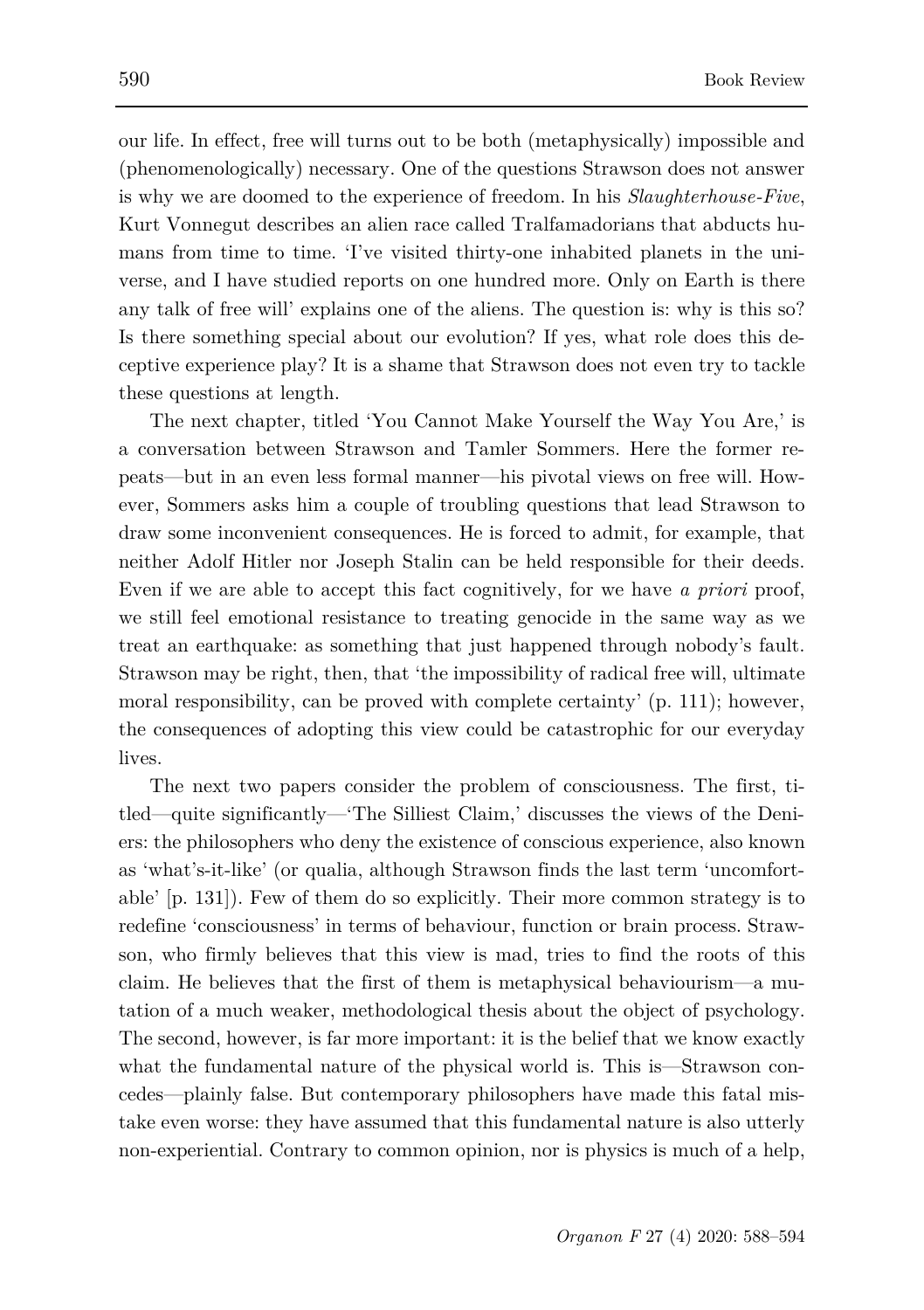our life. In effect, free will turns out to be both (metaphysically) impossible and (phenomenologically) necessary. One of the questions Strawson does not answer is why we are doomed to the experience of freedom. In his *Slaughterhouse-Five*, Kurt Vonnegut describes an alien race called Tralfamadorians that abducts humans from time to time. 'I've visited thirty-one inhabited planets in the universe, and I have studied reports on one hundred more. Only on Earth is there any talk of free will' explains one of the aliens. The question is: why is this so? Is there something special about our evolution? If yes, what role does this deceptive experience play? It is a shame that Strawson does not even try to tackle these questions at length.

The next chapter, titled 'You Cannot Make Yourself the Way You Are,' is a conversation between Strawson and Tamler Sommers. Here the former repeats—but in an even less formal manner—his pivotal views on free will. However, Sommers asks him a couple of troubling questions that lead Strawson to draw some inconvenient consequences. He is forced to admit, for example, that neither Adolf Hitler nor Joseph Stalin can be held responsible for their deeds. Even if we are able to accept this fact cognitively, for we have *a priori* proof, we still feel emotional resistance to treating genocide in the same way as we treat an earthquake: as something that just happened through nobody's fault. Strawson may be right, then, that 'the impossibility of radical free will, ultimate moral responsibility, can be proved with complete certainty' (p. 111); however, the consequences of adopting this view could be catastrophic for our everyday lives.

The next two papers consider the problem of consciousness. The first, titled—quite significantly—'The Silliest Claim,' discusses the views of the Deniers: the philosophers who deny the existence of conscious experience, also known as 'what's-it-like' (or qualia, although Strawson finds the last term 'uncomfortable' [p. 131]). Few of them do so explicitly. Their more common strategy is to redefine 'consciousness' in terms of behaviour, function or brain process. Strawson, who firmly believes that this view is mad, tries to find the roots of this claim. He believes that the first of them is metaphysical behaviourism—a mutation of a much weaker, methodological thesis about the object of psychology. The second, however, is far more important: it is the belief that we know exactly what the fundamental nature of the physical world is. This is—Strawson concedes—plainly false. But contemporary philosophers have made this fatal mistake even worse: they have assumed that this fundamental nature is also utterly non-experiential. Contrary to common opinion, nor is physics is much of a help,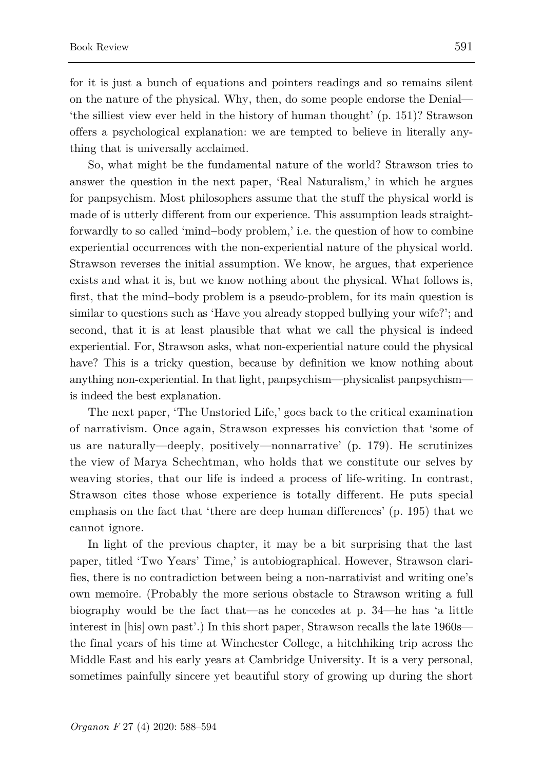for it is just a bunch of equations and pointers readings and so remains silent on the nature of the physical. Why, then, do some people endorse the Denial—'the silliest view ever held in the history of human thought' (p. 151)? Strawson offers a psychological explanation: we are tempted to believe in literally anything that is universally acclaimed.

So, what might be the fundamental nature of the world? Strawson tries to answer the question in the next paper, 'Real Naturalism,' in which he argues for panpsychism. Most philosophers assume that the stuff the physical world is made of is utterly different from our experience. This assumption leads straightforwardly to so called 'mind–body problem,' i.e. the question of how to combine experiential occurrences with the non-experiential nature of the physical world. Strawson reverses the initial assumption. We know, he argues, that experience exists and what it is, but we know nothing about the physical. What follows is, first, that the mind–body problem is a pseudo-problem, for its main question is similar to questions such as 'Have you already stopped bullying your wife?'; and second, that it is at least plausible that what we call the physical is indeed experiential. For, Strawson asks, what non-experiential nature could the physical have? This is a tricky question, because by definition we know nothing about anything non-experiential. In that light, panpsychism—physicalist panpsychism—is indeed the best explanation.

The next paper, 'The Unstoried Life,' goes back to the critical examination of narrativism. Once again, Strawson expresses his conviction that 'some of us are naturally—deeply, positively—nonnarrative' (p. 179). He scrutinizes the view of Marya Schechtman, who holds that we constitute our selves by weaving stories, that our life is indeed a process of life-writing. In contrast, Strawson cites those whose experience is totally different. He puts special emphasis on the fact that 'there are deep human differences' (p. 195) that we cannot ignore.

In light of the previous chapter, it may be a bit surprising that the last paper, titled 'Two Years' Time,' is autobiographical. However, Strawson clarifies, there is no contradiction between being a non-narrativist and writing one's own memoire. (Probably the more serious obstacle to Strawson writing a full biography would be the fact that—as he concedes at p. 34—he has 'a little interest in [his] own past'.) In this short paper, Strawson recalls the late 1960s—the final years of his time at Winchester College, a hitchhiking trip across the Middle East and his early years at Cambridge University. It is a very personal, sometimes painfully sincere yet beautiful story of growing up during the short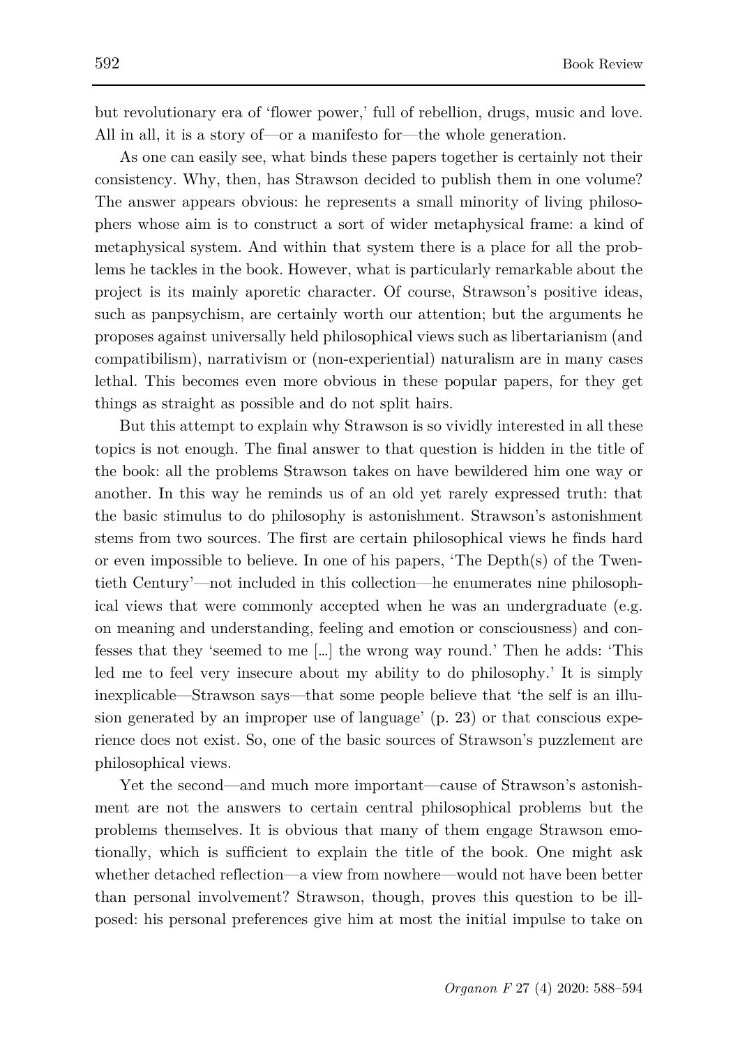but revolutionary era of 'flower power,' full of rebellion, drugs, music and love. All in all, it is a story of—or a manifesto for—the whole generation.

As one can easily see, what binds these papers together is certainly not their consistency. Why, then, has Strawson decided to publish them in one volume? The answer appears obvious: he represents a small minority of living philosophers whose aim is to construct a sort of wider metaphysical frame: a kind of metaphysical system. And within that system there is a place for all the problems he tackles in the book. However, what is particularly remarkable about the project is its mainly aporetic character. Of course, Strawson's positive ideas, such as panpsychism, are certainly worth our attention; but the arguments he proposes against universally held philosophical views such as libertarianism (and compatibilism), narrativism or (non-experiential) naturalism are in many cases lethal. This becomes even more obvious in these popular papers, for they get things as straight as possible and do not split hairs.

But this attempt to explain why Strawson is so vividly interested in all these topics is not enough. The final answer to that question is hidden in the title of the book: all the problems Strawson takes on have bewildered him one way or another. In this way he reminds us of an old yet rarely expressed truth: that the basic stimulus to do philosophy is astonishment. Strawson's astonishment stems from two sources. The first are certain philosophical views he finds hard or even impossible to believe. In one of his papers, 'The Depth(s) of the Twentieth Century'—not included in this collection—he enumerates nine philosophical views that were commonly accepted when he was an undergraduate (e.g. on meaning and understanding, feeling and emotion or consciousness) and confesses that they 'seemed to me [...] the wrong way round.' Then he adds: 'This led me to feel very insecure about my ability to do philosophy.' It is simply inexplicable—Strawson says—that some people believe that 'the self is an illusion generated by an improper use of language' (p. 23) or that conscious experience does not exist. So, one of the basic sources of Strawson's puzzlement are philosophical views.

Yet the second—and much more important—cause of Strawson's astonishment are not the answers to certain central philosophical problems but the problems themselves. It is obvious that many of them engage Strawson emotionally, which is sufficient to explain the title of the book. One might ask whether detached reflection—a view from nowhere—would not have been better than personal involvement? Strawson, though, proves this question to be ill-posed: his personal preferences give him at most the initial impulse to take on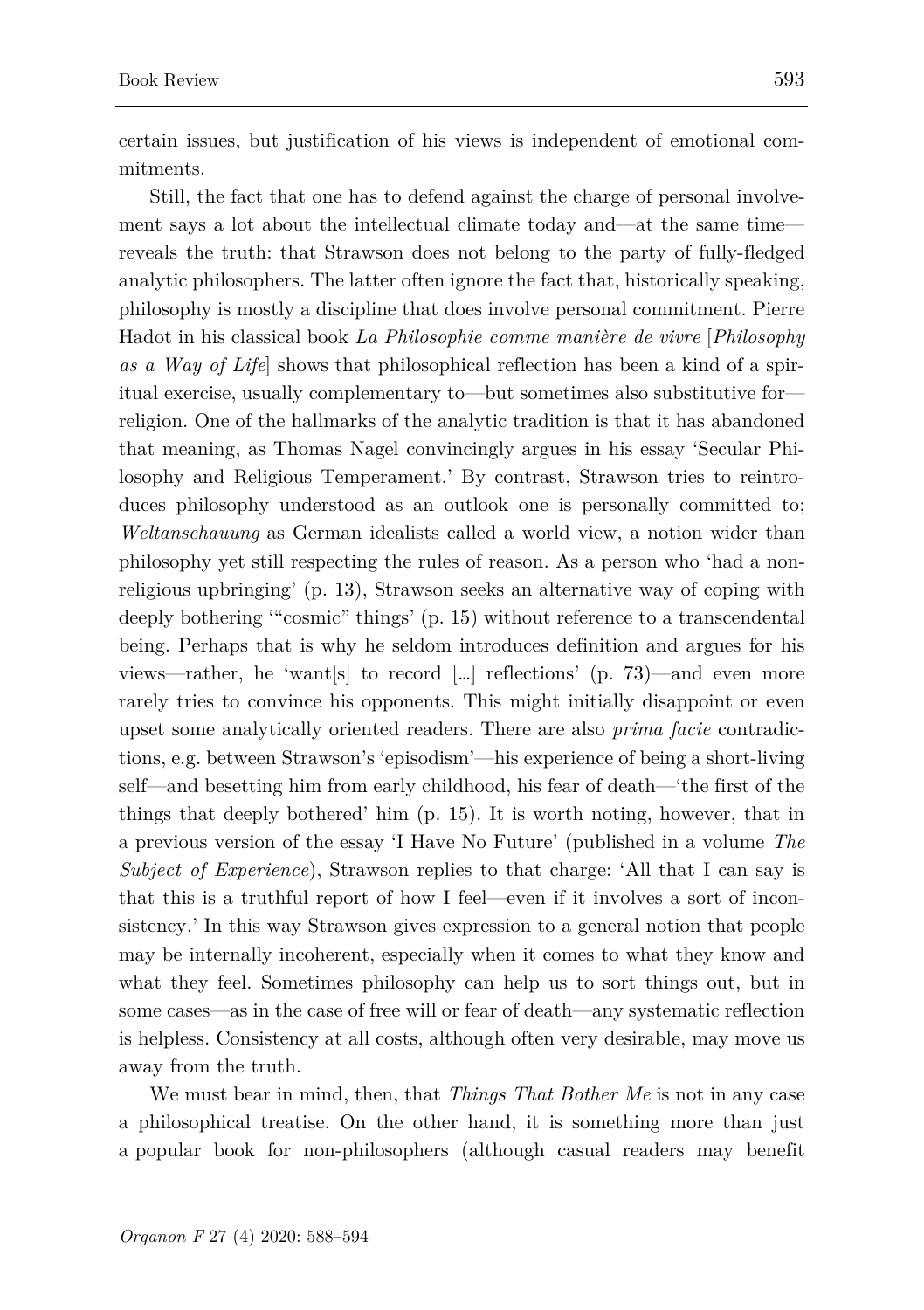certain issues, but justification of his views is independent of emotional commitments.

Still, the fact that one has to defend against the charge of personal involvement says a lot about the intellectual climate today and—at the same time—reveals the truth: that Strawson does not belong to the party of fully-fledged analytic philosophers. The latter often ignore the fact that, historically speaking, philosophy is mostly a discipline that does involve personal commitment. Pierre Hadot in his classical book *La Philosophie comme manière de vivre* [*Philosophy as a Way of Life*] shows that philosophical reflection has been a kind of a spiritual exercise, usually complementary to—but sometimes also substitutive for—religion. One of the hallmarks of the analytic tradition is that it has abandoned that meaning, as Thomas Nagel convincingly argues in his essay 'Secular Philosophy and Religious Temperament.' By contrast, Strawson tries to reintroduces philosophy understood as an outlook one is personally committed to; *Weltanschauung* as German idealists called a world view, a notion wider than philosophy yet still respecting the rules of reason. As a person who 'had a non-religious upbringing' (p. 13), Strawson seeks an alternative way of coping with deeply bothering '"cosmic" things' (p. 15) without reference to a transcendental being. Perhaps that is why he seldom introduces definition and argues for his views—rather, he 'want[s] to record […] reflections' (p. 73)—and even more rarely tries to convince his opponents. This might initially disappoint or even upset some analytically oriented readers. There are also *prima facie* contradictions, e.g. between Strawson's 'episodism'—his experience of being a short-living self—and besetting him from early childhood, his fear of death—'the first of the things that deeply bothered' him (p. 15). It is worth noting, however, that in a previous version of the essay 'I Have No Future' (published in a volume *The Subject of Experience*), Strawson replies to that charge: 'All that I can say is that this is a truthful report of how I feel—even if it involves a sort of inconsistency.' In this way Strawson gives expression to a general notion that people may be internally incoherent, especially when it comes to what they know and what they feel. Sometimes philosophy can help us to sort things out, but in some cases—as in the case of free will or fear of death—any systematic reflection is helpless. Consistency at all costs, although often very desirable, may move us away from the truth.

We must bear in mind, then, that *Things That Bother Me* is not in any case a philosophical treatise. On the other hand, it is something more than just a popular book for non-philosophers (although casual readers may benefit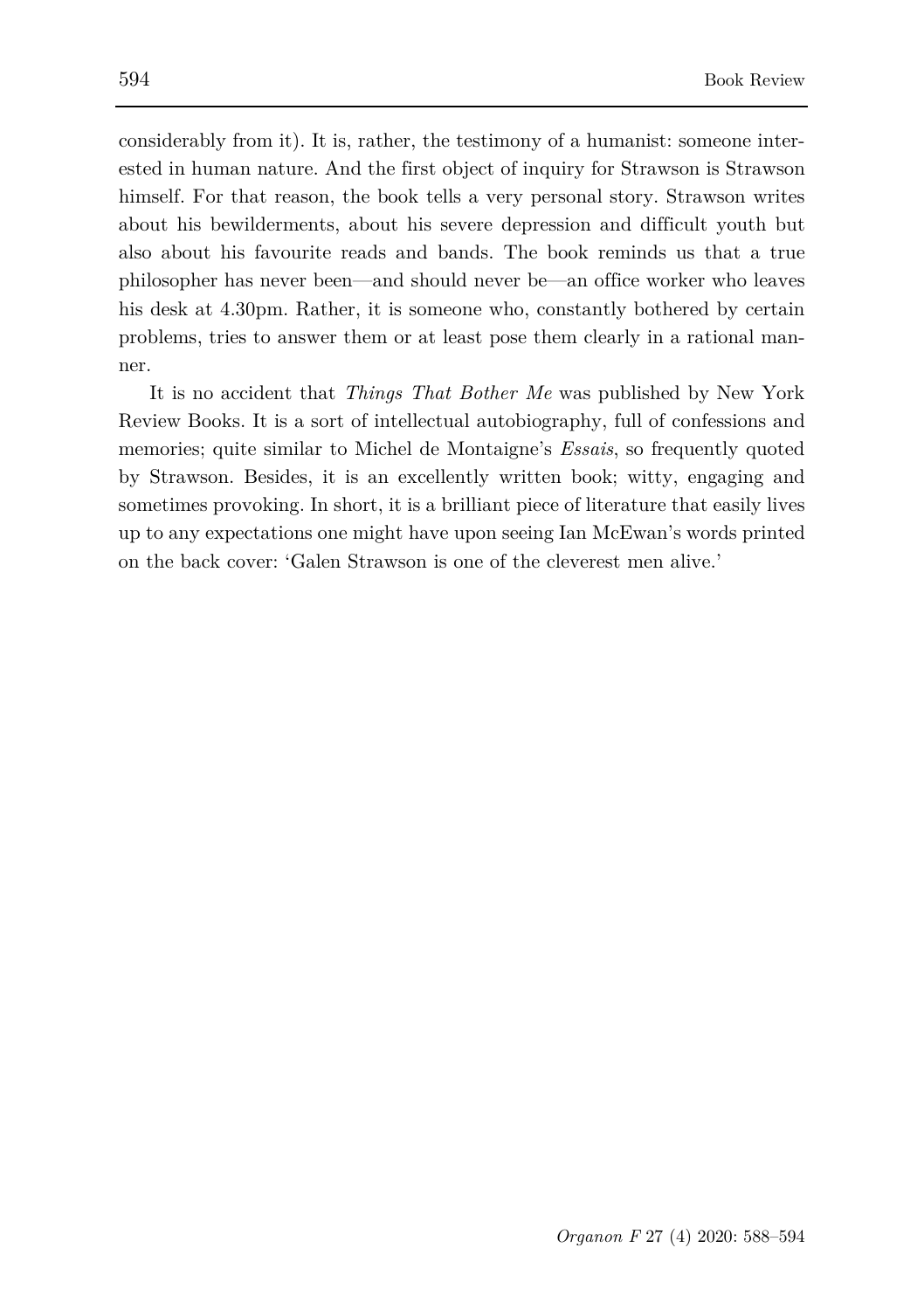considerably from it). It is, rather, the testimony of a humanist: someone interested in human nature. And the first object of inquiry for Strawson is Strawson himself. For that reason, the book tells a very personal story. Strawson writes about his bewilderments, about his severe depression and difficult youth but also about his favourite reads and bands. The book reminds us that a true philosopher has never been—and should never be—an office worker who leaves his desk at 4.30pm. Rather, it is someone who, constantly bothered by certain problems, tries to answer them or at least pose them clearly in a rational manner.

It is no accident that *Things That Bother Me* was published by New York Review Books. It is a sort of intellectual autobiography, full of confessions and memories; quite similar to Michel de Montaigne's *Essais*, so frequently quoted by Strawson. Besides, it is an excellently written book; witty, engaging and sometimes provoking. In short, it is a brilliant piece of literature that easily lives up to any expectations one might have upon seeing Ian McEwan's words printed on the back cover: 'Galen Strawson is one of the cleverest men alive.'